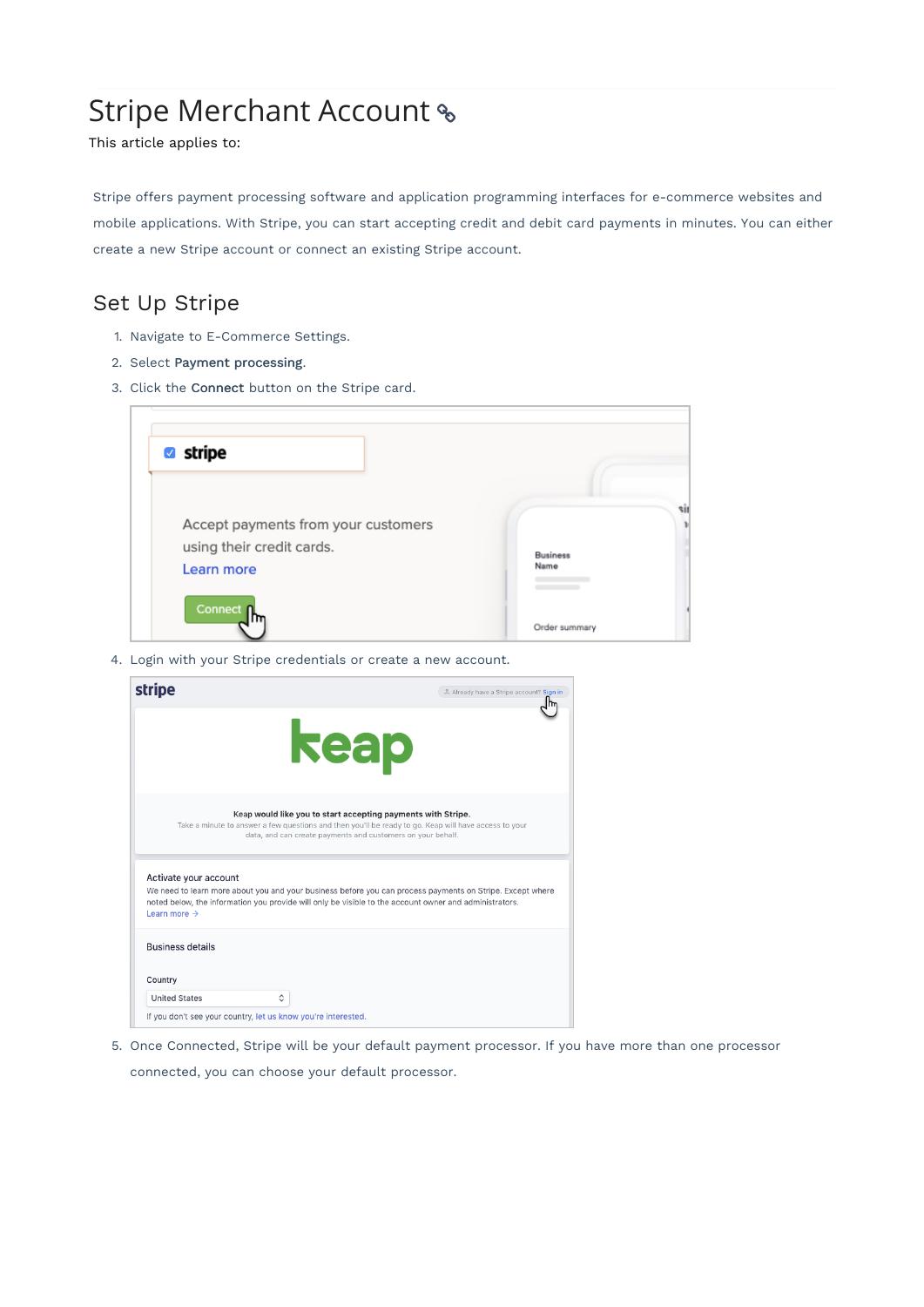# Stripe Merchant Account

This article applies to:

Stripe offers payment processing software and application programming interfaces for e-commerce websites and mobile applications. With Stripe, you can start accepting credit and debit card payments in minutes. You can either create a new Stripe account or connect an existing Stripe account.

## Set Up Stripe

1. Navigate to E-Commerce Settings.
2. Select **Payment processing**.
3. Click the **Connect** button on the Stripe card.
4. Login with your Stripe credentials or create a new account.
5. Once Connected, Stripe will be your default payment processor. If you have more than one processor connected, you can choose your default processor.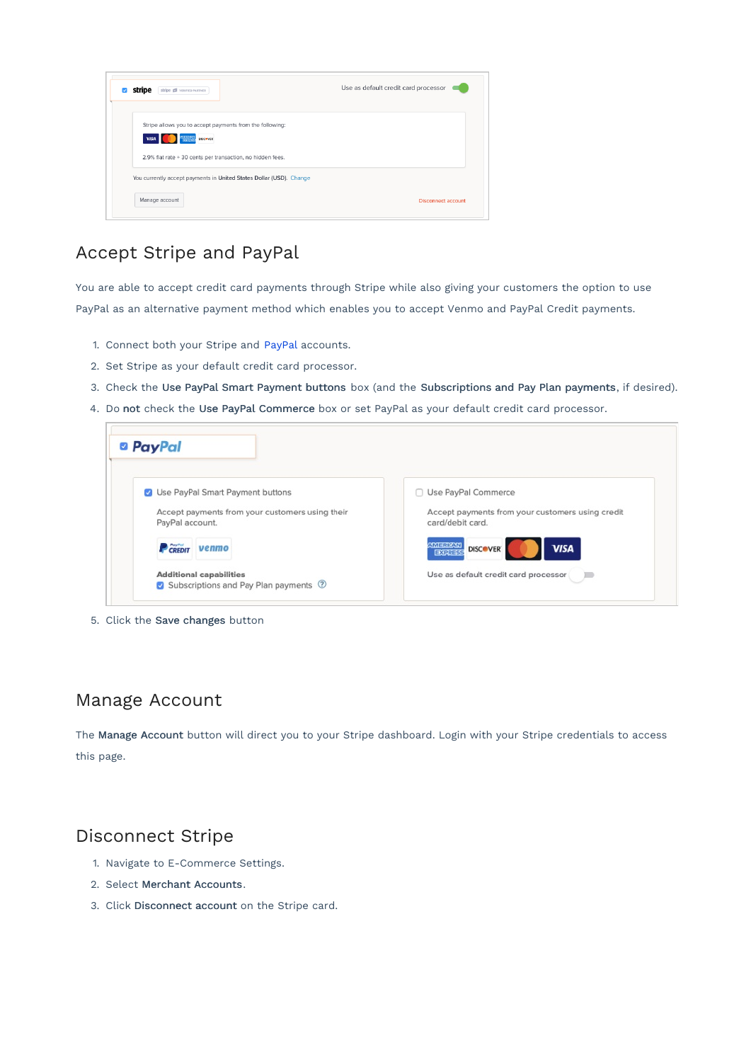## Accept Stripe and PayPal

You are able to accept credit card payments through Stripe while also giving your customers the option to use PayPal as an alternative payment method which enables you to accept Venmo and PayPal Credit payments.

1. Connect both your Stripe and PayPal accounts.
2. Set Stripe as your default credit card processor.
3. Check the **Use PayPal Smart Payment buttons** box (and the **Subscriptions and Pay Plan payments**, if desired).
4. Do **not** check the **Use PayPal Commerce** box or set PayPal as your default credit card processor.
5. Click the **Save changes** button

## Manage Account

The **Manage Account** button will direct you to your Stripe dashboard. Login with your Stripe credentials to access this page.

## Disconnect Stripe

1. Navigate to E-Commerce Settings.
2. Select **Merchant Accounts**.
3. Click **Disconnect account** on the Stripe card.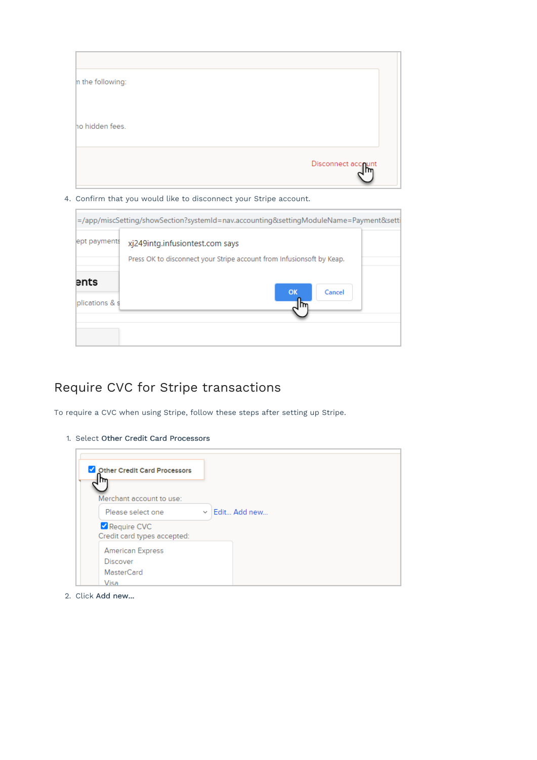4. Confirm that you would like to disconnect your Stripe account.

## Require CVC for Stripe transactions

To require a CVC when using Stripe, follow these steps after setting up Stripe.

1. Select **Other Credit Card Processors**
2. Click **Add new...**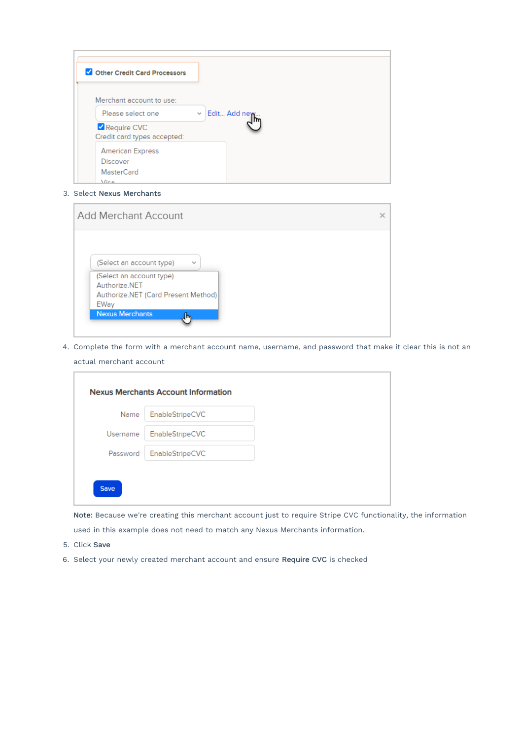3. Select **Nexus Merchants**
4. Complete the form with a merchant account name, username, and password that make it clear this is not an actual merchant account

   **Note:** Because we're creating this merchant account just to require Stripe CVC functionality, the information used in this example does not need to match any Nexus Merchants information.
5. Click **Save**
6. Select your newly created merchant account and ensure **Require CVC** is checked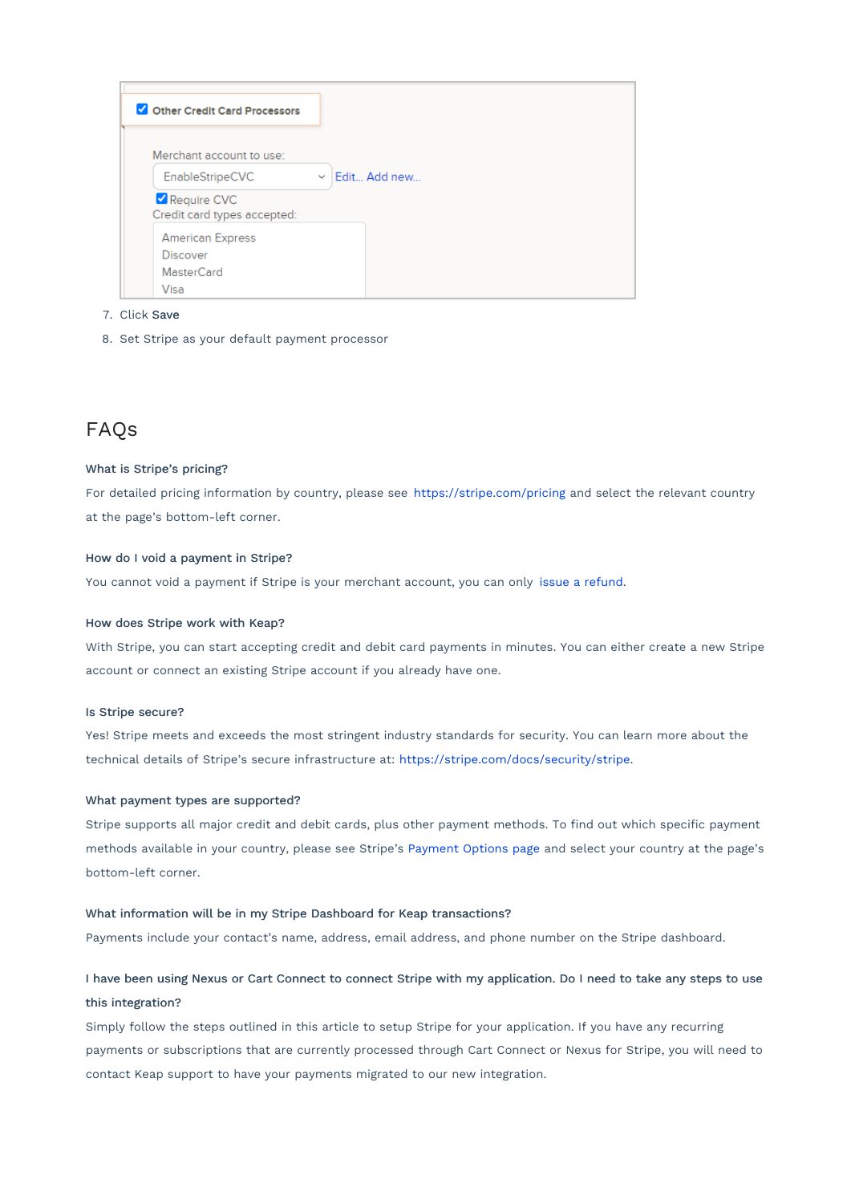Other Credit Card Processors

Merchant account to use:

EnableStripeCVC — Edit... Add new...

Require CVC

Credit card types accepted:

American Express
Discover
MasterCard
Visa

7. Click **Save**
8. Set Stripe as your default payment processor

## FAQs

**What is Stripe's pricing?**

For detailed pricing information by country, please see https://stripe.com/pricing and select the relevant country at the page's bottom-left corner.

**How do I void a payment in Stripe?**

You cannot void a payment if Stripe is your merchant account, you can only issue a refund.

**How does Stripe work with Keap?**

With Stripe, you can start accepting credit and debit card payments in minutes. You can either create a new Stripe account or connect an existing Stripe account if you already have one.

**Is Stripe secure?**

Yes! Stripe meets and exceeds the most stringent industry standards for security. You can learn more about the technical details of Stripe's secure infrastructure at: https://stripe.com/docs/security/stripe.

**What payment types are supported?**

Stripe supports all major credit and debit cards, plus other payment methods. To find out which specific payment methods available in your country, please see Stripe's Payment Options page and select your country at the page's bottom-left corner.

**What information will be in my Stripe Dashboard for Keap transactions?**

Payments include your contact's name, address, email address, and phone number on the Stripe dashboard.

**I have been using Nexus or Cart Connect to connect Stripe with my application. Do I need to take any steps to use this integration?**

Simply follow the steps outlined in this article to setup Stripe for your application. If you have any recurring payments or subscriptions that are currently processed through Cart Connect or Nexus for Stripe, you will need to contact Keap support to have your payments migrated to our new integration.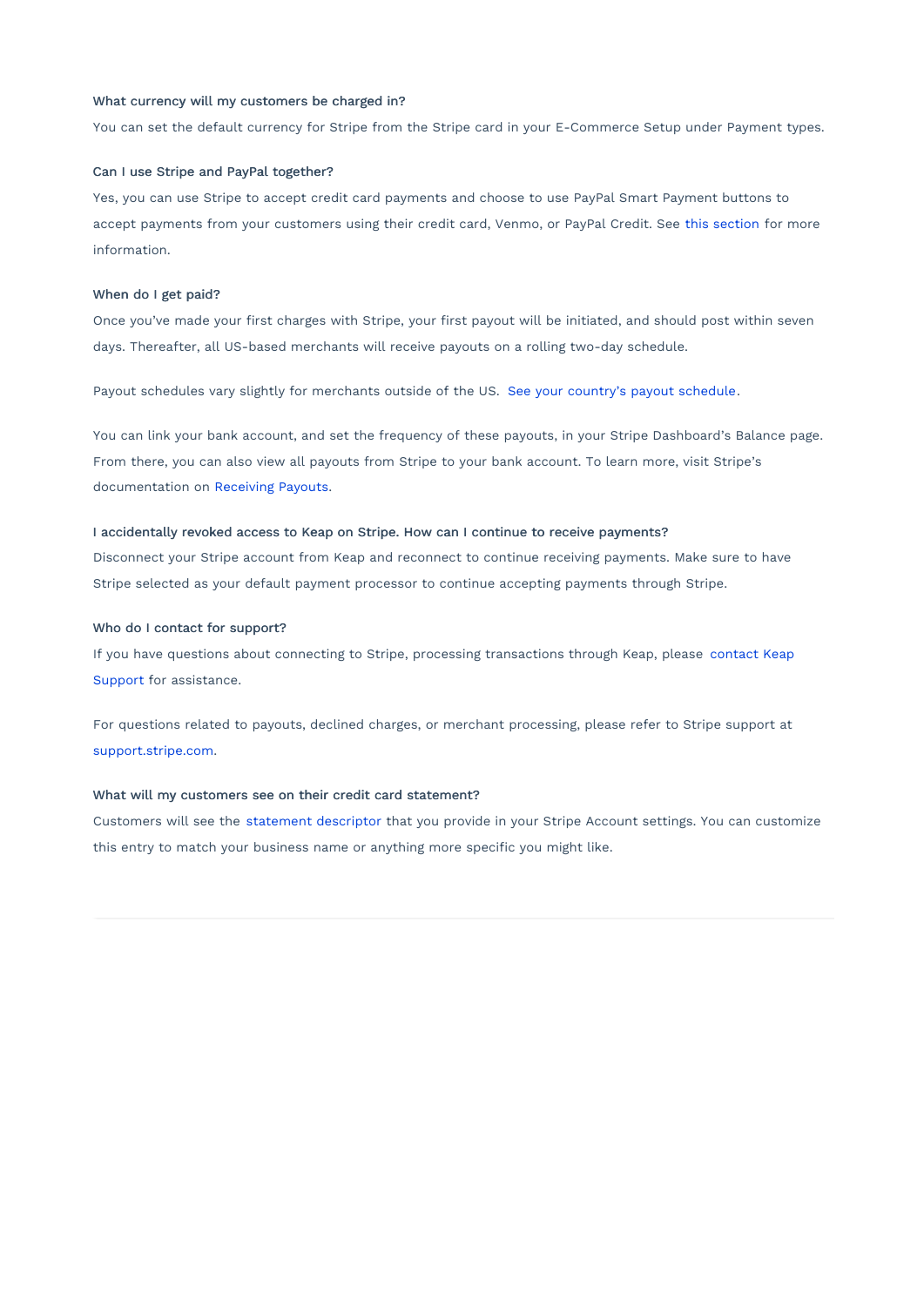**What currency will my customers be charged in?**

You can set the default currency for Stripe from the Stripe card in your E-Commerce Setup under Payment types.

**Can I use Stripe and PayPal together?**

Yes, you can use Stripe to accept credit card payments and choose to use PayPal Smart Payment buttons to accept payments from your customers using their credit card, Venmo, or PayPal Credit. See this section for more information.

**When do I get paid?**

Once you've made your first charges with Stripe, your first payout will be initiated, and should post within seven days. Thereafter, all US-based merchants will receive payouts on a rolling two-day schedule.

Payout schedules vary slightly for merchants outside of the US. See your country's payout schedule.

You can link your bank account, and set the frequency of these payouts, in your Stripe Dashboard's Balance page. From there, you can also view all payouts from Stripe to your bank account. To learn more, visit Stripe's documentation on Receiving Payouts.

**I accidentally revoked access to Keap on Stripe. How can I continue to receive payments?**

Disconnect your Stripe account from Keap and reconnect to continue receiving payments. Make sure to have Stripe selected as your default payment processor to continue accepting payments through Stripe.

**Who do I contact for support?**

If you have questions about connecting to Stripe, processing transactions through Keap, please contact Keap Support for assistance.

For questions related to payouts, declined charges, or merchant processing, please refer to Stripe support at support.stripe.com.

**What will my customers see on their credit card statement?**

Customers will see the statement descriptor that you provide in your Stripe Account settings. You can customize this entry to match your business name or anything more specific you might like.